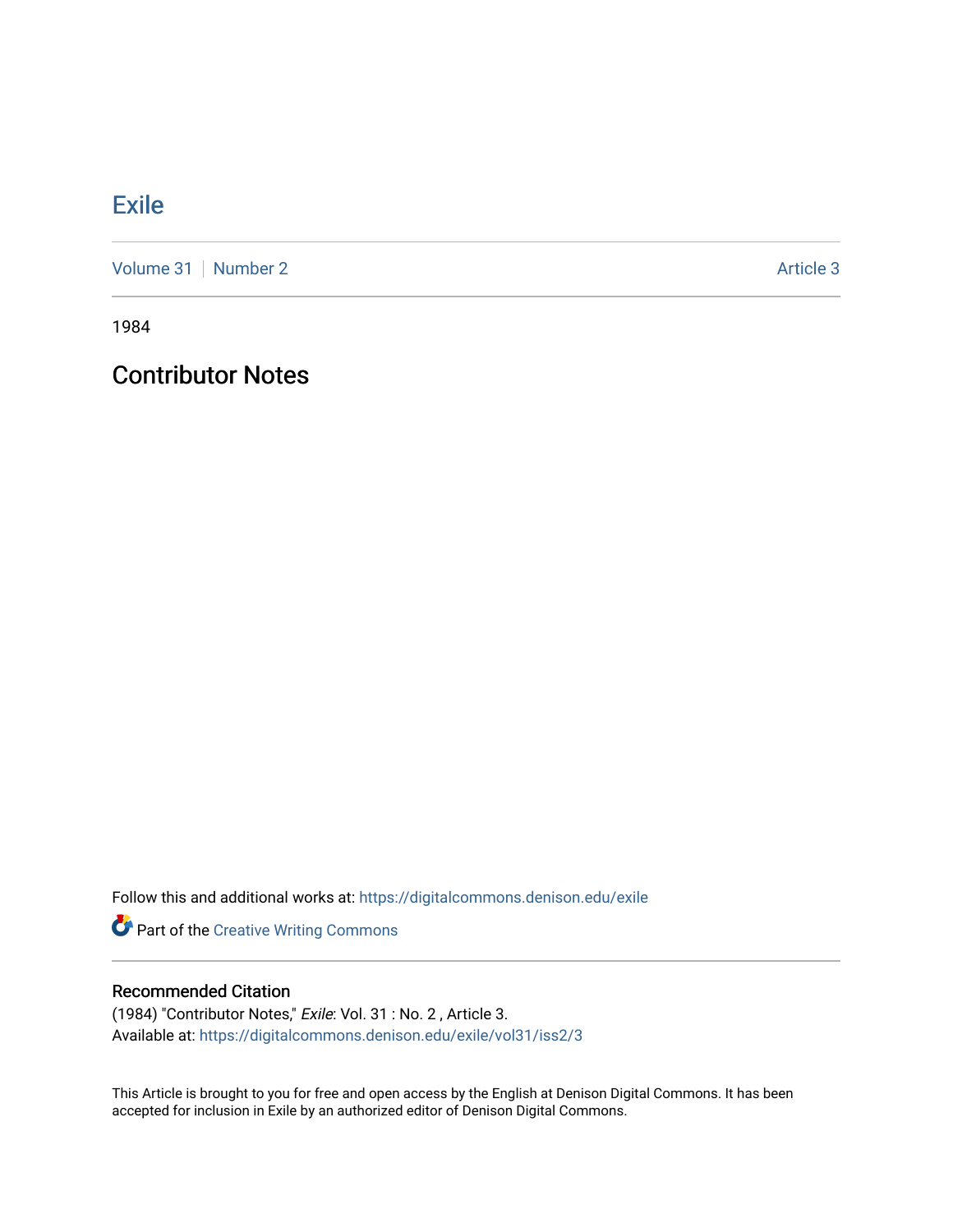# Exile

Volume 31 | Number 2 Article 3

1984

## Contributor Notes

Follow this and additional works at: https://digitalcommons.denison.edu/exile

Part of the Creative Writing Commons

### Recommended Citation

(1984) "Contributor Notes," *Exile*: Vol. 31 : No. 2 , Article 3.
Available at: https://digitalcommons.denison.edu/exile/vol31/iss2/3

This Article is brought to you for free and open access by the English at Denison Digital Commons. It has been accepted for inclusion in Exile by an authorized editor of Denison Digital Commons.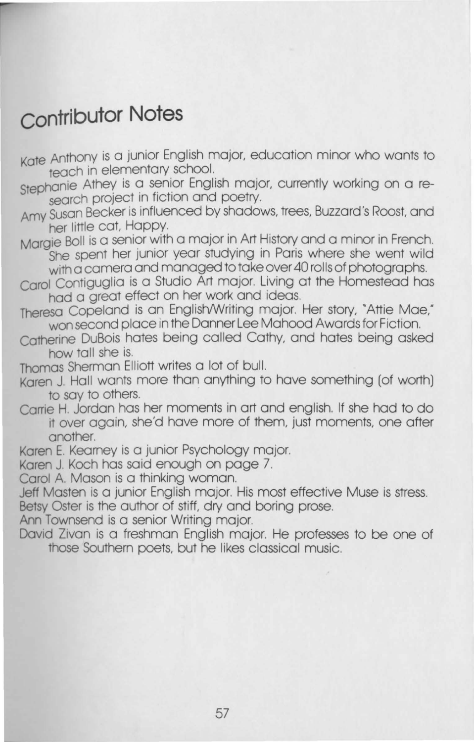# Contributor Notes

Kate Anthony is a junior English major, education minor who wants to teach in elementary school.

Stephanie Athey is a senior English major, currently working on a research project in fiction and poetry.

Amy Susan Becker is influenced by shadows, trees, Buzzard's Roost, and her little cat, Happy.

Margie Boll is a senior with a major in Art History and a minor in French. She spent her junior year studying in Paris where she went wild with a camera and managed to take over 40 rolls of photographs.

Carol Contiguglia is a Studio Art major. Living at the Homestead has had a great effect on her work and ideas.

Theresa Copeland is an English/Writing major. Her story, "Attie Mae," won second place in the Danner Lee Mahood Awards for Fiction.

Catherine DuBois hates being called Cathy, and hates being asked how tall she is.

Thomas Sherman Elliott writes a lot of bull.

Karen J. Hall wants more than anything to have something (of worth) to say to others.

Carrie H. Jordan has her moments in art and english. If she had to do it over again, she'd have more of them, just moments, one after another.

Karen E. Kearney is a junior Psychology major.

Karen J. Koch has said enough on page 7.

Carol A. Mason is a thinking woman.

Jeff Masten is a junior English major. His most effective Muse is stress.

Betsy Oster is the author of stiff, dry and boring prose.

Ann Townsend is a senior Writing major.

David Zivan is a freshman English major. He professes to be one of those Southern poets, but he likes classical music.